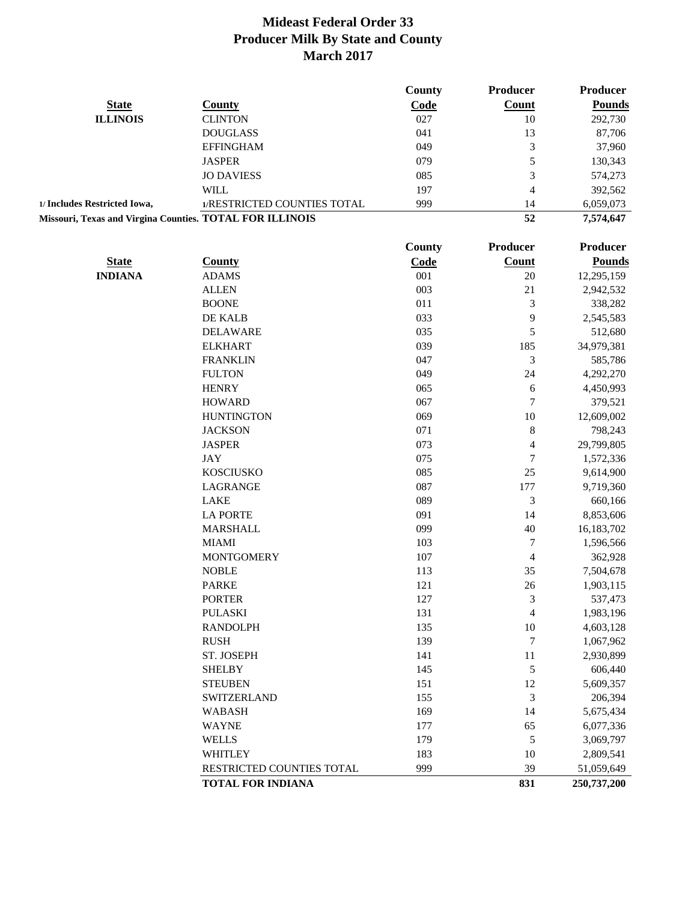# Mideast Federal Order 33
## Producer Milk By State and County
## March 2017

| State | County | County Code | Producer Count | Producer Pounds |
|---|---|---|---|---|
| ILLINOIS | CLINTON | 027 | 10 | 292,730 |
| | DOUGLASS | 041 | 13 | 87,706 |
| | EFFINGHAM | 049 | 3 | 37,960 |
| | JASPER | 079 | 5 | 130,343 |
| | JO DAVIESS | 085 | 3 | 574,273 |
| | WILL | 197 | 4 | 392,562 |
| 1/ Includes Restricted Iowa, | 1/RESTRICTED COUNTIES TOTAL | 999 | 14 | 6,059,073 |
| Missouri, Texas and Virgina Counties. | **TOTAL FOR ILLINOIS** | | **52** | **7,574,647** |

| State | County | County Code | Producer Count | Producer Pounds |
|---|---|---|---|---|
| INDIANA | ADAMS | 001 | 20 | 12,295,159 |
| | ALLEN | 003 | 21 | 2,942,532 |
| | BOONE | 011 | 3 | 338,282 |
| | DE KALB | 033 | 9 | 2,545,583 |
| | DELAWARE | 035 | 5 | 512,680 |
| | ELKHART | 039 | 185 | 34,979,381 |
| | FRANKLIN | 047 | 3 | 585,786 |
| | FULTON | 049 | 24 | 4,292,270 |
| | HENRY | 065 | 6 | 4,450,993 |
| | HOWARD | 067 | 7 | 379,521 |
| | HUNTINGTON | 069 | 10 | 12,609,002 |
| | JACKSON | 071 | 8 | 798,243 |
| | JASPER | 073 | 4 | 29,799,805 |
| | JAY | 075 | 7 | 1,572,336 |
| | KOSCIUSKO | 085 | 25 | 9,614,900 |
| | LAGRANGE | 087 | 177 | 9,719,360 |
| | LAKE | 089 | 3 | 660,166 |
| | LA PORTE | 091 | 14 | 8,853,606 |
| | MARSHALL | 099 | 40 | 16,183,702 |
| | MIAMI | 103 | 7 | 1,596,566 |
| | MONTGOMERY | 107 | 4 | 362,928 |
| | NOBLE | 113 | 35 | 7,504,678 |
| | PARKE | 121 | 26 | 1,903,115 |
| | PORTER | 127 | 3 | 537,473 |
| | PULASKI | 131 | 4 | 1,983,196 |
| | RANDOLPH | 135 | 10 | 4,603,128 |
| | RUSH | 139 | 7 | 1,067,962 |
| | ST. JOSEPH | 141 | 11 | 2,930,899 |
| | SHELBY | 145 | 5 | 606,440 |
| | STEUBEN | 151 | 12 | 5,609,357 |
| | SWITZERLAND | 155 | 3 | 206,394 |
| | WABASH | 169 | 14 | 5,675,434 |
| | WAYNE | 177 | 65 | 6,077,336 |
| | WELLS | 179 | 5 | 3,069,797 |
| | WHITLEY | 183 | 10 | 2,809,541 |
| | RESTRICTED COUNTIES TOTAL | 999 | 39 | 51,059,649 |
| | **TOTAL FOR INDIANA** | | **831** | **250,737,200** |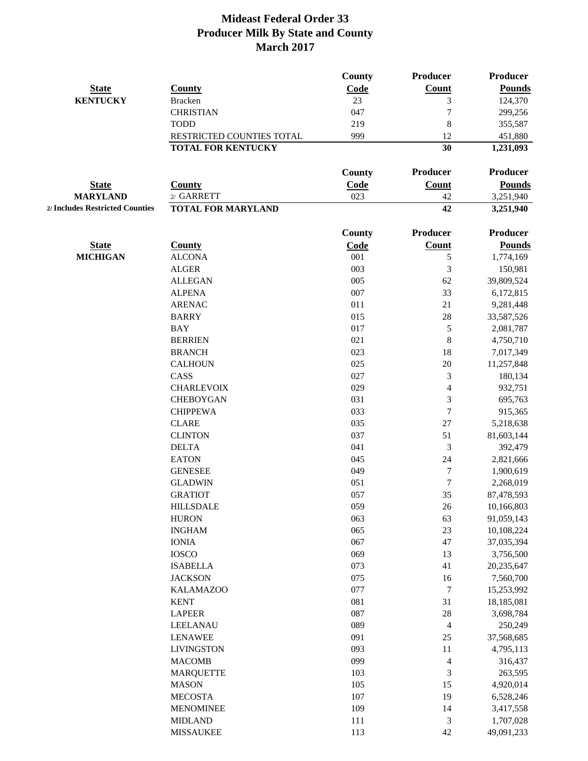# Mideast Federal Order 33
## Producer Milk By State and County
## March 2017

| State | County | County Code | Producer Count | Producer Pounds |
|---|---|---|---|---|
| KENTUCKY | Bracken | 23 | 3 | 124,370 |
| | CHRISTIAN | 047 | 7 | 299,256 |
| | TODD | 219 | 8 | 355,587 |
| | RESTRICTED COUNTIES TOTAL | 999 | 12 | 451,880 |
| | **TOTAL FOR KENTUCKY** | | **30** | **1,231,093** |

| State | County | County Code | Producer Count | Producer Pounds |
|---|---|---|---|---|
| MARYLAND | 2/ GARRETT | 023 | 42 | 3,251,940 |
| 2/ Includes Restricted Counties | **TOTAL FOR MARYLAND** | | **42** | **3,251,940** |

| State | County | County Code | Producer Count | Producer Pounds |
|---|---|---|---|---|
| MICHIGAN | ALCONA | 001 | 5 | 1,774,169 |
| | ALGER | 003 | 3 | 150,981 |
| | ALLEGAN | 005 | 62 | 39,809,524 |
| | ALPENA | 007 | 33 | 6,172,815 |
| | ARENAC | 011 | 21 | 9,281,448 |
| | BARRY | 015 | 28 | 33,587,526 |
| | BAY | 017 | 5 | 2,081,787 |
| | BERRIEN | 021 | 8 | 4,750,710 |
| | BRANCH | 023 | 18 | 7,017,349 |
| | CALHOUN | 025 | 20 | 11,257,848 |
| | CASS | 027 | 3 | 180,134 |
| | CHARLEVOIX | 029 | 4 | 932,751 |
| | CHEBOYGAN | 031 | 3 | 695,763 |
| | CHIPPEWA | 033 | 7 | 915,365 |
| | CLARE | 035 | 27 | 5,218,638 |
| | CLINTON | 037 | 51 | 81,603,144 |
| | DELTA | 041 | 3 | 392,479 |
| | EATON | 045 | 24 | 2,821,666 |
| | GENESEE | 049 | 7 | 1,900,619 |
| | GLADWIN | 051 | 7 | 2,268,019 |
| | GRATIOT | 057 | 35 | 87,478,593 |
| | HILLSDALE | 059 | 26 | 10,166,803 |
| | HURON | 063 | 63 | 91,059,143 |
| | INGHAM | 065 | 23 | 10,108,224 |
| | IONIA | 067 | 47 | 37,035,394 |
| | IOSCO | 069 | 13 | 3,756,500 |
| | ISABELLA | 073 | 41 | 20,235,647 |
| | JACKSON | 075 | 16 | 7,560,700 |
| | KALAMAZOO | 077 | 7 | 15,253,992 |
| | KENT | 081 | 31 | 18,185,081 |
| | LAPEER | 087 | 28 | 3,698,784 |
| | LEELANAU | 089 | 4 | 250,249 |
| | LENAWEE | 091 | 25 | 37,568,685 |
| | LIVINGSTON | 093 | 11 | 4,795,113 |
| | MACOMB | 099 | 4 | 316,437 |
| | MARQUETTE | 103 | 3 | 263,595 |
| | MASON | 105 | 15 | 4,920,014 |
| | MECOSTA | 107 | 19 | 6,528,246 |
| | MENOMINEE | 109 | 14 | 3,417,558 |
| | MIDLAND | 111 | 3 | 1,707,028 |
| | MISSAUKEE | 113 | 42 | 49,091,233 |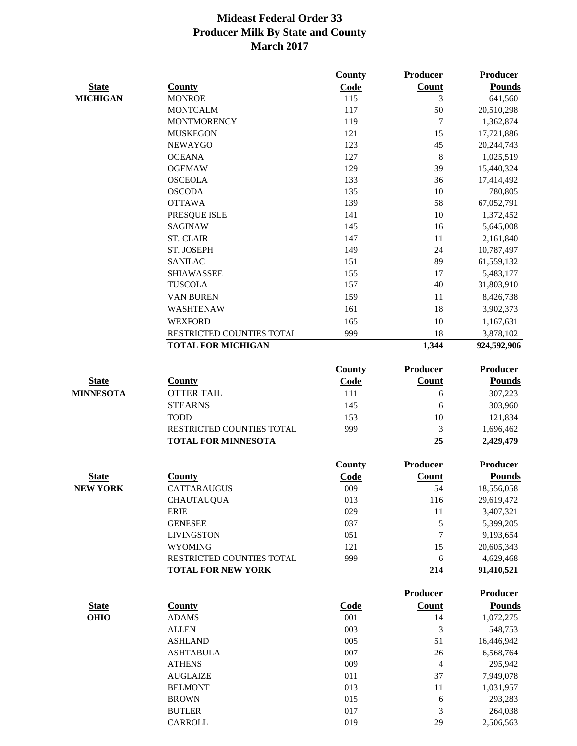# Mideast Federal Order 33
## Producer Milk By State and County
### March 2017

| State | County | County Code | Producer Count | Producer Pounds |
|---|---|---|---|---|
| MICHIGAN | MONROE | 115 | 3 | 641,560 |
| | MONTCALM | 117 | 50 | 20,510,298 |
| | MONTMORENCY | 119 | 7 | 1,362,874 |
| | MUSKEGON | 121 | 15 | 17,721,886 |
| | NEWAYGO | 123 | 45 | 20,244,743 |
| | OCEANA | 127 | 8 | 1,025,519 |
| | OGEMAW | 129 | 39 | 15,440,324 |
| | OSCEOLA | 133 | 36 | 17,414,492 |
| | OSCODA | 135 | 10 | 780,805 |
| | OTTAWA | 139 | 58 | 67,052,791 |
| | PRESQUE ISLE | 141 | 10 | 1,372,452 |
| | SAGINAW | 145 | 16 | 5,645,008 |
| | ST. CLAIR | 147 | 11 | 2,161,840 |
| | ST. JOSEPH | 149 | 24 | 10,787,497 |
| | SANILAC | 151 | 89 | 61,559,132 |
| | SHIAWASSEE | 155 | 17 | 5,483,177 |
| | TUSCOLA | 157 | 40 | 31,803,910 |
| | VAN BUREN | 159 | 11 | 8,426,738 |
| | WASHTENAW | 161 | 18 | 3,902,373 |
| | WEXFORD | 165 | 10 | 1,167,631 |
| | RESTRICTED COUNTIES TOTAL | 999 | 18 | 3,878,102 |
| | **TOTAL FOR MICHIGAN** | | **1,344** | **924,592,906** |

| State | County | County Code | Producer Count | Producer Pounds |
|---|---|---|---|---|
| MINNESOTA | OTTER TAIL | 111 | 6 | 307,223 |
| | STEARNS | 145 | 6 | 303,960 |
| | TODD | 153 | 10 | 121,834 |
| | RESTRICTED COUNTIES TOTAL | 999 | 3 | 1,696,462 |
| | **TOTAL FOR MINNESOTA** | | **25** | **2,429,479** |

| State | County | County Code | Producer Count | Producer Pounds |
|---|---|---|---|---|
| NEW YORK | CATTARAUGUS | 009 | 54 | 18,556,058 |
| | CHAUTAUQUA | 013 | 116 | 29,619,472 |
| | ERIE | 029 | 11 | 3,407,321 |
| | GENESEE | 037 | 5 | 5,399,205 |
| | LIVINGSTON | 051 | 7 | 9,193,654 |
| | WYOMING | 121 | 15 | 20,605,343 |
| | RESTRICTED COUNTIES TOTAL | 999 | 6 | 4,629,468 |
| | **TOTAL FOR NEW YORK** | | **214** | **91,410,521** |

| State | County | Code | Producer Count | Producer Pounds |
|---|---|---|---|---|
| OHIO | ADAMS | 001 | 14 | 1,072,275 |
| | ALLEN | 003 | 3 | 548,753 |
| | ASHLAND | 005 | 51 | 16,446,942 |
| | ASHTABULA | 007 | 26 | 6,568,764 |
| | ATHENS | 009 | 4 | 295,942 |
| | AUGLAIZE | 011 | 37 | 7,949,078 |
| | BELMONT | 013 | 11 | 1,031,957 |
| | BROWN | 015 | 6 | 293,283 |
| | BUTLER | 017 | 3 | 264,038 |
| | CARROLL | 019 | 29 | 2,506,563 |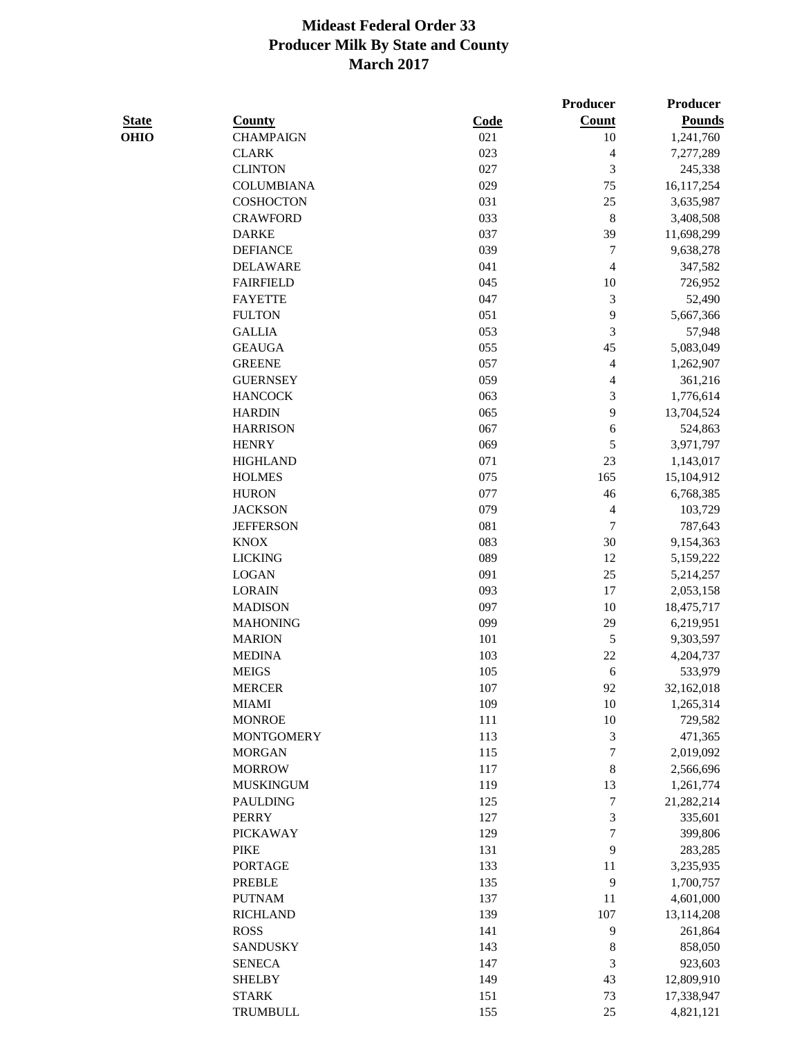# Mideast Federal Order 33
## Producer Milk By State and County
### March 2017

| State | County | Code | Producer Count | Producer Pounds |
|---|---|---|---|---|
| OHIO | CHAMPAIGN | 021 | 10 | 1,241,760 |
| | CLARK | 023 | 4 | 7,277,289 |
| | CLINTON | 027 | 3 | 245,338 |
| | COLUMBIANA | 029 | 75 | 16,117,254 |
| | COSHOCTON | 031 | 25 | 3,635,987 |
| | CRAWFORD | 033 | 8 | 3,408,508 |
| | DARKE | 037 | 39 | 11,698,299 |
| | DEFIANCE | 039 | 7 | 9,638,278 |
| | DELAWARE | 041 | 4 | 347,582 |
| | FAIRFIELD | 045 | 10 | 726,952 |
| | FAYETTE | 047 | 3 | 52,490 |
| | FULTON | 051 | 9 | 5,667,366 |
| | GALLIA | 053 | 3 | 57,948 |
| | GEAUGA | 055 | 45 | 5,083,049 |
| | GREENE | 057 | 4 | 1,262,907 |
| | GUERNSEY | 059 | 4 | 361,216 |
| | HANCOCK | 063 | 3 | 1,776,614 |
| | HARDIN | 065 | 9 | 13,704,524 |
| | HARRISON | 067 | 6 | 524,863 |
| | HENRY | 069 | 5 | 3,971,797 |
| | HIGHLAND | 071 | 23 | 1,143,017 |
| | HOLMES | 075 | 165 | 15,104,912 |
| | HURON | 077 | 46 | 6,768,385 |
| | JACKSON | 079 | 4 | 103,729 |
| | JEFFERSON | 081 | 7 | 787,643 |
| | KNOX | 083 | 30 | 9,154,363 |
| | LICKING | 089 | 12 | 5,159,222 |
| | LOGAN | 091 | 25 | 5,214,257 |
| | LORAIN | 093 | 17 | 2,053,158 |
| | MADISON | 097 | 10 | 18,475,717 |
| | MAHONING | 099 | 29 | 6,219,951 |
| | MARION | 101 | 5 | 9,303,597 |
| | MEDINA | 103 | 22 | 4,204,737 |
| | MEIGS | 105 | 6 | 533,979 |
| | MERCER | 107 | 92 | 32,162,018 |
| | MIAMI | 109 | 10 | 1,265,314 |
| | MONROE | 111 | 10 | 729,582 |
| | MONTGOMERY | 113 | 3 | 471,365 |
| | MORGAN | 115 | 7 | 2,019,092 |
| | MORROW | 117 | 8 | 2,566,696 |
| | MUSKINGUM | 119 | 13 | 1,261,774 |
| | PAULDING | 125 | 7 | 21,282,214 |
| | PERRY | 127 | 3 | 335,601 |
| | PICKAWAY | 129 | 7 | 399,806 |
| | PIKE | 131 | 9 | 283,285 |
| | PORTAGE | 133 | 11 | 3,235,935 |
| | PREBLE | 135 | 9 | 1,700,757 |
| | PUTNAM | 137 | 11 | 4,601,000 |
| | RICHLAND | 139 | 107 | 13,114,208 |
| | ROSS | 141 | 9 | 261,864 |
| | SANDUSKY | 143 | 8 | 858,050 |
| | SENECA | 147 | 3 | 923,603 |
| | SHELBY | 149 | 43 | 12,809,910 |
| | STARK | 151 | 73 | 17,338,947 |
| | TRUMBULL | 155 | 25 | 4,821,121 |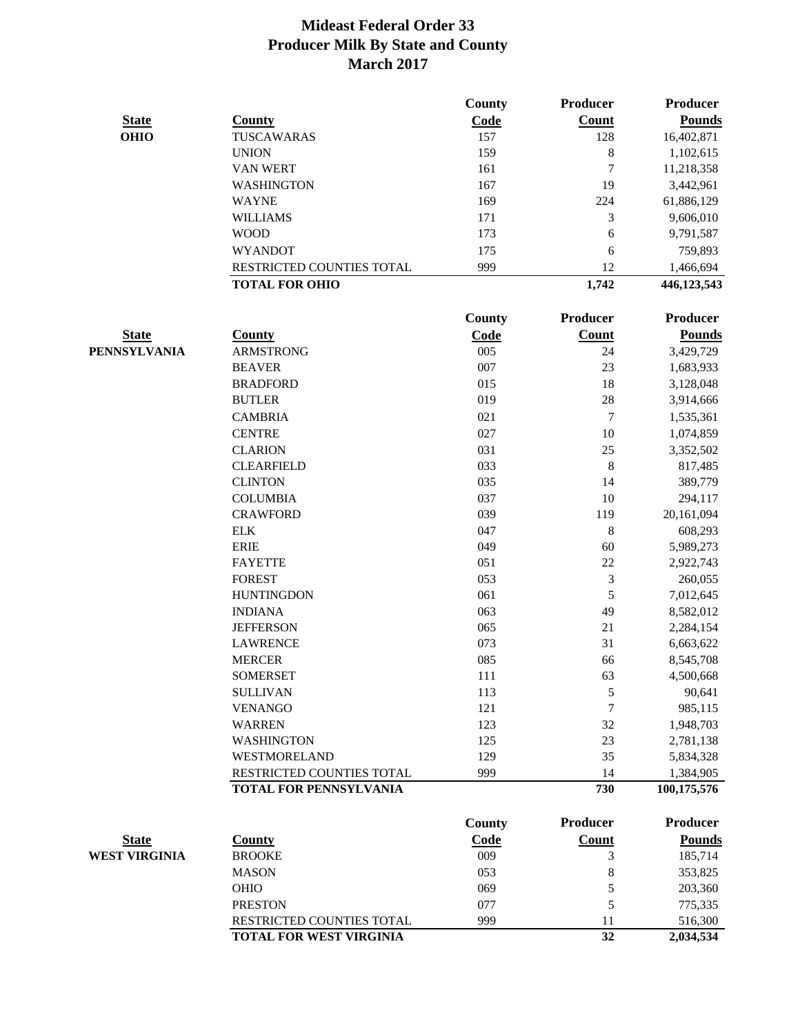# Mideast Federal Order 33
## Producer Milk By State and County
## March 2017

| State | County | County Code | Producer Count | Producer Pounds |
|---|---|---|---|---|
| OHIO | TUSCAWARAS | 157 | 128 | 16,402,871 |
| | UNION | 159 | 8 | 1,102,615 |
| | VAN WERT | 161 | 7 | 11,218,358 |
| | WASHINGTON | 167 | 19 | 3,442,961 |
| | WAYNE | 169 | 224 | 61,886,129 |
| | WILLIAMS | 171 | 3 | 9,606,010 |
| | WOOD | 173 | 6 | 9,791,587 |
| | WYANDOT | 175 | 6 | 759,893 |
| | RESTRICTED COUNTIES TOTAL | 999 | 12 | 1,466,694 |
| | **TOTAL FOR OHIO** | | **1,742** | **446,123,543** |

| State | County | County Code | Producer Count | Producer Pounds |
|---|---|---|---|---|
| PENNSYLVANIA | ARMSTRONG | 005 | 24 | 3,429,729 |
| | BEAVER | 007 | 23 | 1,683,933 |
| | BRADFORD | 015 | 18 | 3,128,048 |
| | BUTLER | 019 | 28 | 3,914,666 |
| | CAMBRIA | 021 | 7 | 1,535,361 |
| | CENTRE | 027 | 10 | 1,074,859 |
| | CLARION | 031 | 25 | 3,352,502 |
| | CLEARFIELD | 033 | 8 | 817,485 |
| | CLINTON | 035 | 14 | 389,779 |
| | COLUMBIA | 037 | 10 | 294,117 |
| | CRAWFORD | 039 | 119 | 20,161,094 |
| | ELK | 047 | 8 | 608,293 |
| | ERIE | 049 | 60 | 5,989,273 |
| | FAYETTE | 051 | 22 | 2,922,743 |
| | FOREST | 053 | 3 | 260,055 |
| | HUNTINGDON | 061 | 5 | 7,012,645 |
| | INDIANA | 063 | 49 | 8,582,012 |
| | JEFFERSON | 065 | 21 | 2,284,154 |
| | LAWRENCE | 073 | 31 | 6,663,622 |
| | MERCER | 085 | 66 | 8,545,708 |
| | SOMERSET | 111 | 63 | 4,500,668 |
| | SULLIVAN | 113 | 5 | 90,641 |
| | VENANGO | 121 | 7 | 985,115 |
| | WARREN | 123 | 32 | 1,948,703 |
| | WASHINGTON | 125 | 23 | 2,781,138 |
| | WESTMORELAND | 129 | 35 | 5,834,328 |
| | RESTRICTED COUNTIES TOTAL | 999 | 14 | 1,384,905 |
| | **TOTAL FOR PENNSYLVANIA** | | **730** | **100,175,576** |

| State | County | County Code | Producer Count | Producer Pounds |
|---|---|---|---|---|
| WEST VIRGINIA | BROOKE | 009 | 3 | 185,714 |
| | MASON | 053 | 8 | 353,825 |
| | OHIO | 069 | 5 | 203,360 |
| | PRESTON | 077 | 5 | 775,335 |
| | RESTRICTED COUNTIES TOTAL | 999 | 11 | 516,300 |
| | **TOTAL FOR WEST VIRGINIA** | | **32** | **2,034,534** |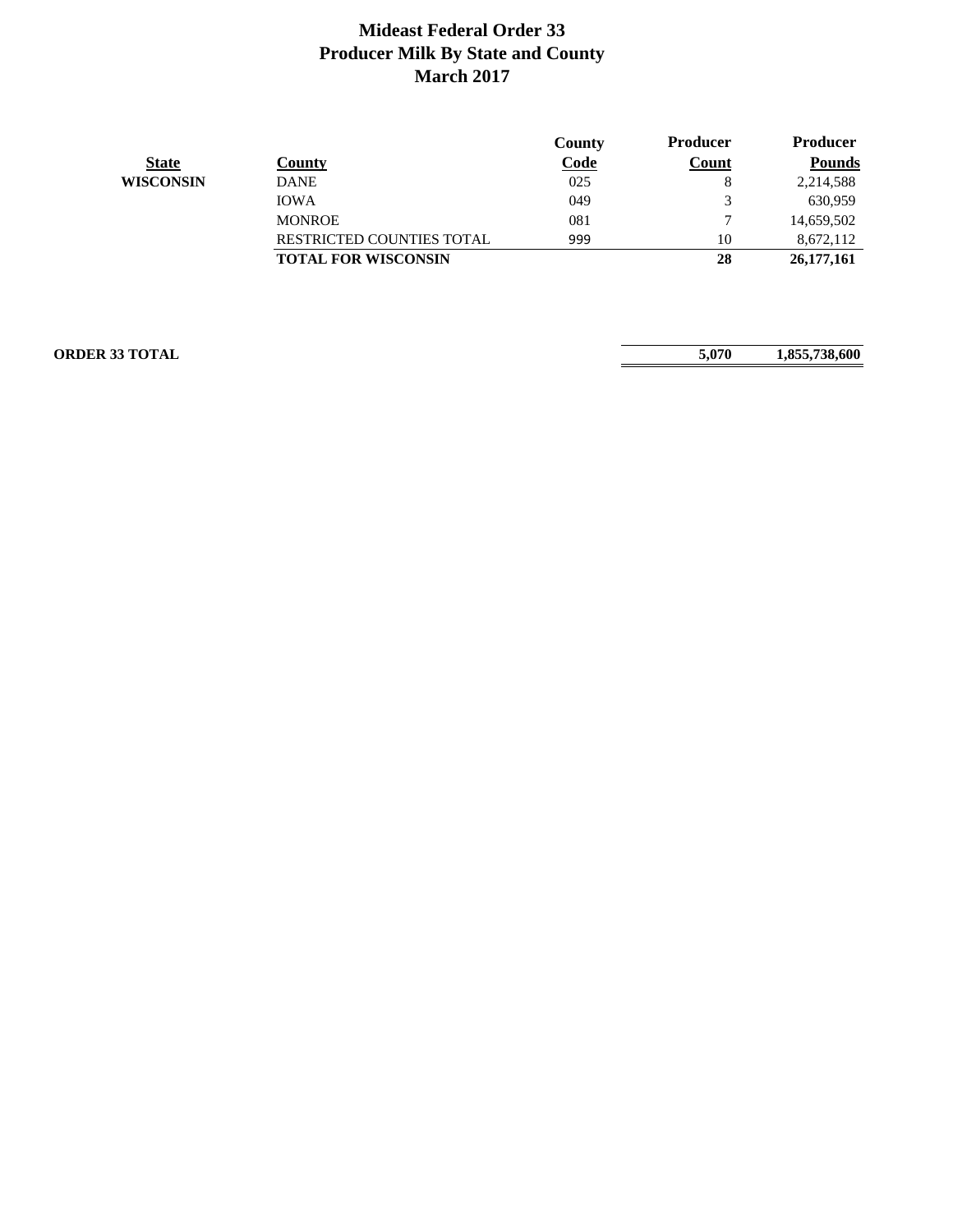# Mideast Federal Order 33
# Producer Milk By State and County
# March 2017

| State | County | County Code | Producer Count | Producer Pounds |
|---|---|---|---|---|
| WISCONSIN | DANE | 025 | 8 | 2,214,588 |
| | IOWA | 049 | 3 | 630,959 |
| | MONROE | 081 | 7 | 14,659,502 |
| | RESTRICTED COUNTIES TOTAL | 999 | 10 | 8,672,112 |
| | **TOTAL FOR WISCONSIN** | | **28** | **26,177,161** |
| **ORDER 33 TOTAL** | | | **5,070** | **1,855,738,600** |